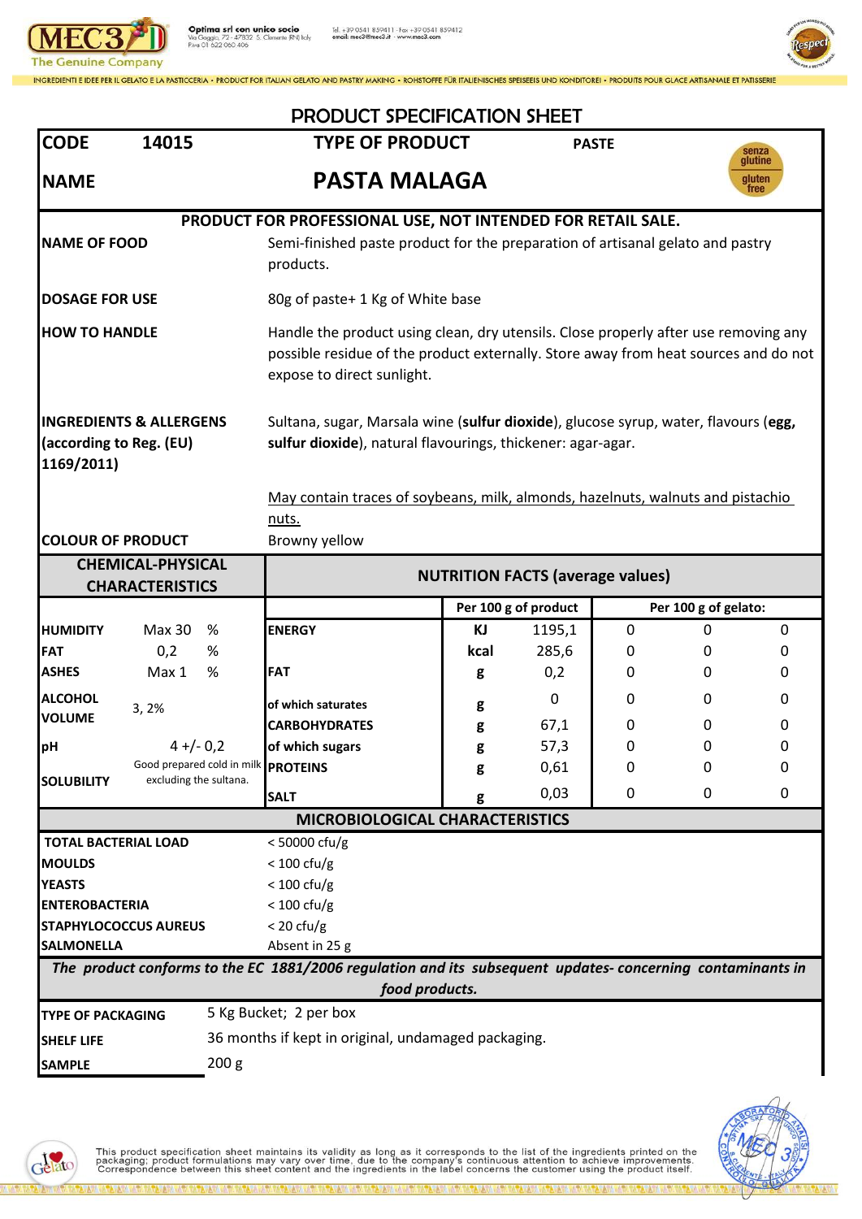MEC3 The Genuine Company

Optima srl con unico socio
Via Gaggio, 72 - 47832 S. Clemente (RN) Italy
P.iva 01 622 060 406

Tel. +39 0541 859411 - Fax +39 0541 859412
email: mec3@mec3.it - www.mec3.com

INGREDIENTI E IDEE PER IL GELATO E LA PASTICCERIA • PRODUCT FOR ITALIAN GELATO AND PASTRY MAKING • ROHSTOFFE FÜR ITALIENISCHES SPEISEEIS UND KONDITOREI • PRODUITS POUR GLACE ARTISANALE ET PATISSERIE

# PRODUCT SPECIFICATION SHEET

| CODE | 14015 | TYPE OF PRODUCT | PASTE |
|---|---|---|---|
| NAME | | **PASTA MALAGA** | senza glutine / gluten free |

**PRODUCT FOR PROFESSIONAL USE, NOT INTENDED FOR RETAIL SALE.**

| | |
|---|---|
| **NAME OF FOOD** | Semi-finished paste product for the preparation of artisanal gelato and pastry products. |
| **DOSAGE FOR USE** | 80g of paste+ 1 Kg of White base |
| **HOW TO HANDLE** | Handle the product using clean, dry utensils. Close properly after use removing any possible residue of the product externally. Store away from heat sources and do not expose to direct sunlight. |
| **INGREDIENTS & ALLERGENS (according to Reg. (EU) 1169/2011)** | Sultana, sugar, Marsala wine (**sulfur dioxide**), glucose syrup, water, flavours (**egg, sulfur dioxide**), natural flavourings, thickener: agar-agar.<br><br>May contain traces of soybeans, milk, almonds, hazelnuts, walnuts and pistachio nuts. |
| **COLOUR OF PRODUCT** | Browny yellow |

| CHEMICAL-PHYSICAL CHARACTERISTICS | | | NUTRITION FACTS (average values) | | | | | |
|---|---|---|---|---|---|---|---|---|
| | | | | Per 100 g of product | | Per 100 g of gelato: | | |
| **HUMIDITY** | Max 30 | % | **ENERGY** | KJ | 1195,1 | 0 | 0 | 0 |
| **FAT** | 0,2 | % | | kcal | 285,6 | 0 | 0 | 0 |
| **ASHES** | Max 1 | % | **FAT** | g | 0,2 | 0 | 0 | 0 |
| **ALCOHOL VOLUME** | 3, 2% | | of which saturates | g | 0 | 0 | 0 | 0 |
| | | | **CARBOHYDRATES** | g | 67,1 | 0 | 0 | 0 |
| **pH** | 4 +/- 0,2 | | of which sugars | g | 57,3 | 0 | 0 | 0 |
| **SOLUBILITY** | Good prepared cold in milk excluding the sultana. | | **PROTEINS** | g | 0,61 | 0 | 0 | 0 |
| | | | **SALT** | g | 0,03 | 0 | 0 | 0 |

## MICROBIOLOGICAL CHARACTERISTICS

| | |
|---|---|
| **TOTAL BACTERIAL LOAD** | < 50000 cfu/g |
| **MOULDS** | < 100 cfu/g |
| **YEASTS** | < 100 cfu/g |
| **ENTEROBACTERIA** | < 100 cfu/g |
| **STAPHYLOCOCCUS AUREUS** | < 20 cfu/g |
| **SALMONELLA** | Absent in 25 g |

***The product conforms to the EC 1881/2006 regulation and its subsequent updates- concerning contaminants in food products.***

| | |
|---|---|
| **TYPE OF PACKAGING** | 5 Kg Bucket; 2 per box |
| **SHELF LIFE** | 36 months if kept in original, undamaged packaging. |
| **SAMPLE** | 200 g |

This product specification sheet maintains its validity as long as it corresponds to the list of the ingredients printed on the packaging; product formulations may vary over time, due to the company's continuous attention to achieve improvements. Correspondence between this sheet content and the ingredients in the label concerns the customer using the product itself.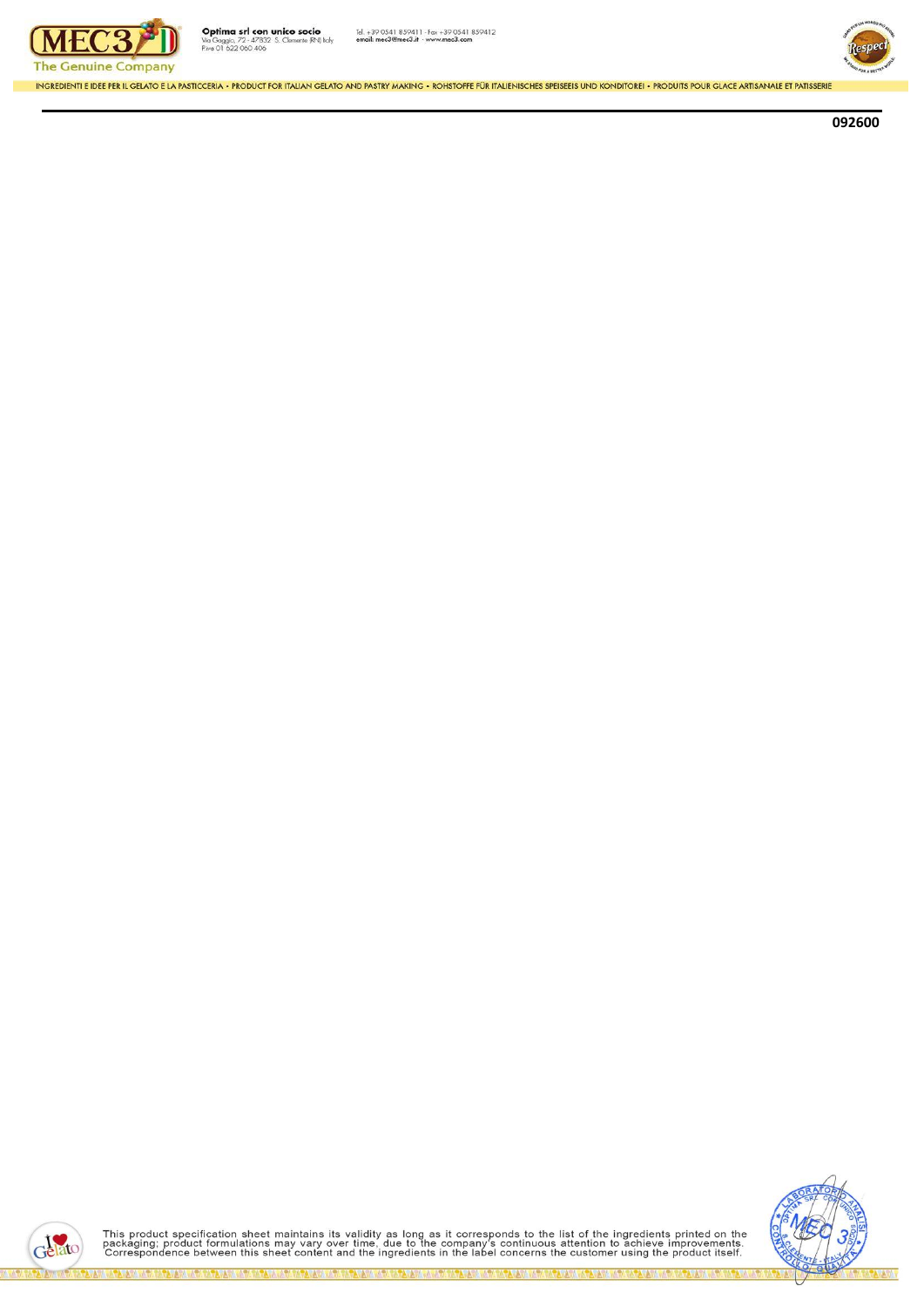092600